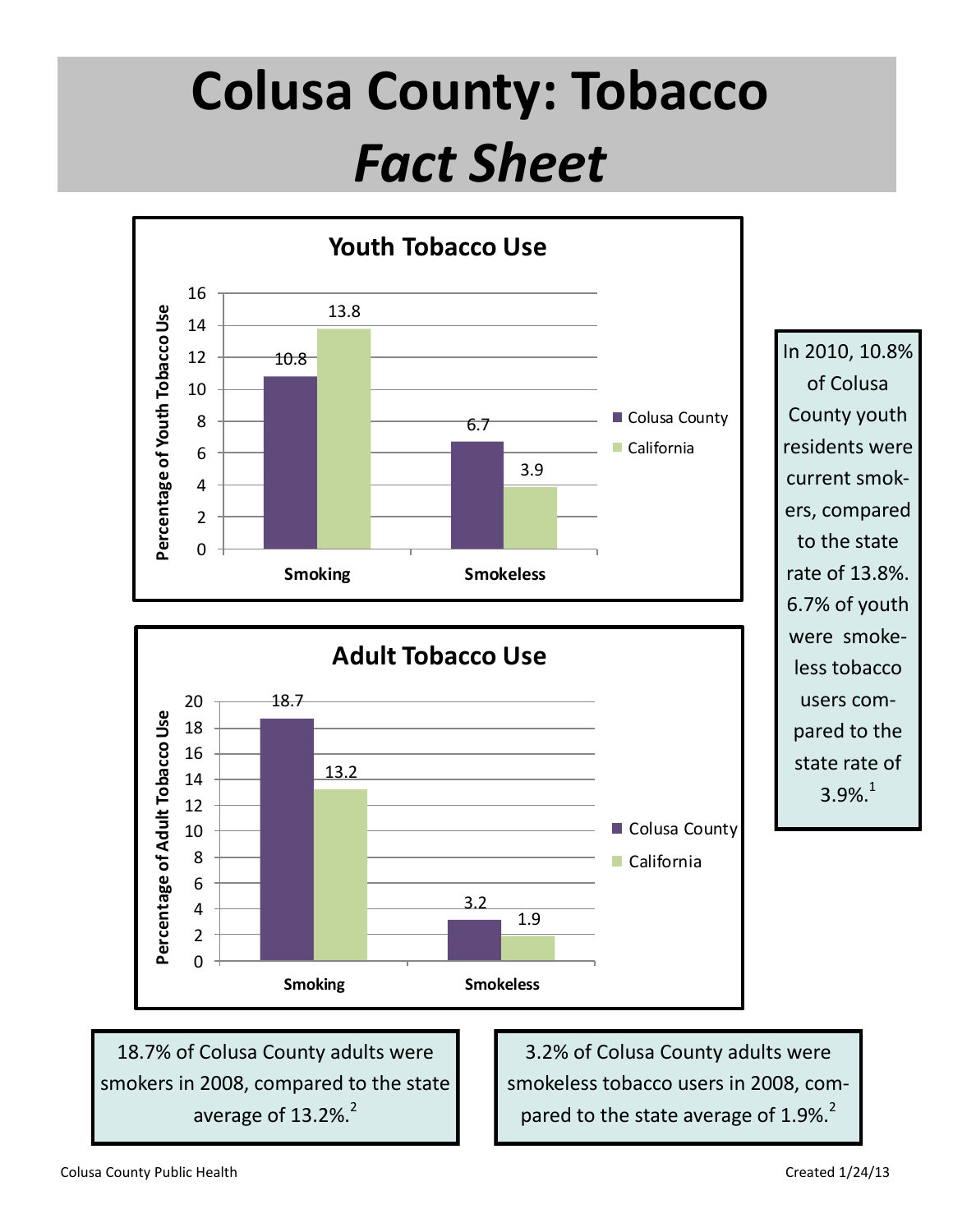# Colusa County: Tobacco *Fact Sheet*

## Youth Tobacco Use

| | Colusa County | California |
|---|---|---|
| Smoking | 10.8 | 13.8 |
| Smokeless | 6.7 | 3.9 |

Percentage of Youth Tobacco Use

In 2010, 10.8% of Colusa County youth residents were current smokers, compared to the state rate of 13.8%. 6.7% of youth were smokeless tobacco users compared to the state rate of 3.9%.[1]

## Adult Tobacco Use

| | Colusa County | California |
|---|---|---|
| Smoking | 18.7 | 13.2 |
| Smokeless | 3.2 | 1.9 |

Percentage of Adult Tobacco Use

18.7% of Colusa County adults were smokers in 2008, compared to the state average of 13.2%.[2]

3.2% of Colusa County adults were smokeless tobacco users in 2008, compared to the state average of 1.9%.[2]

Colusa County Public Health

Created 1/24/13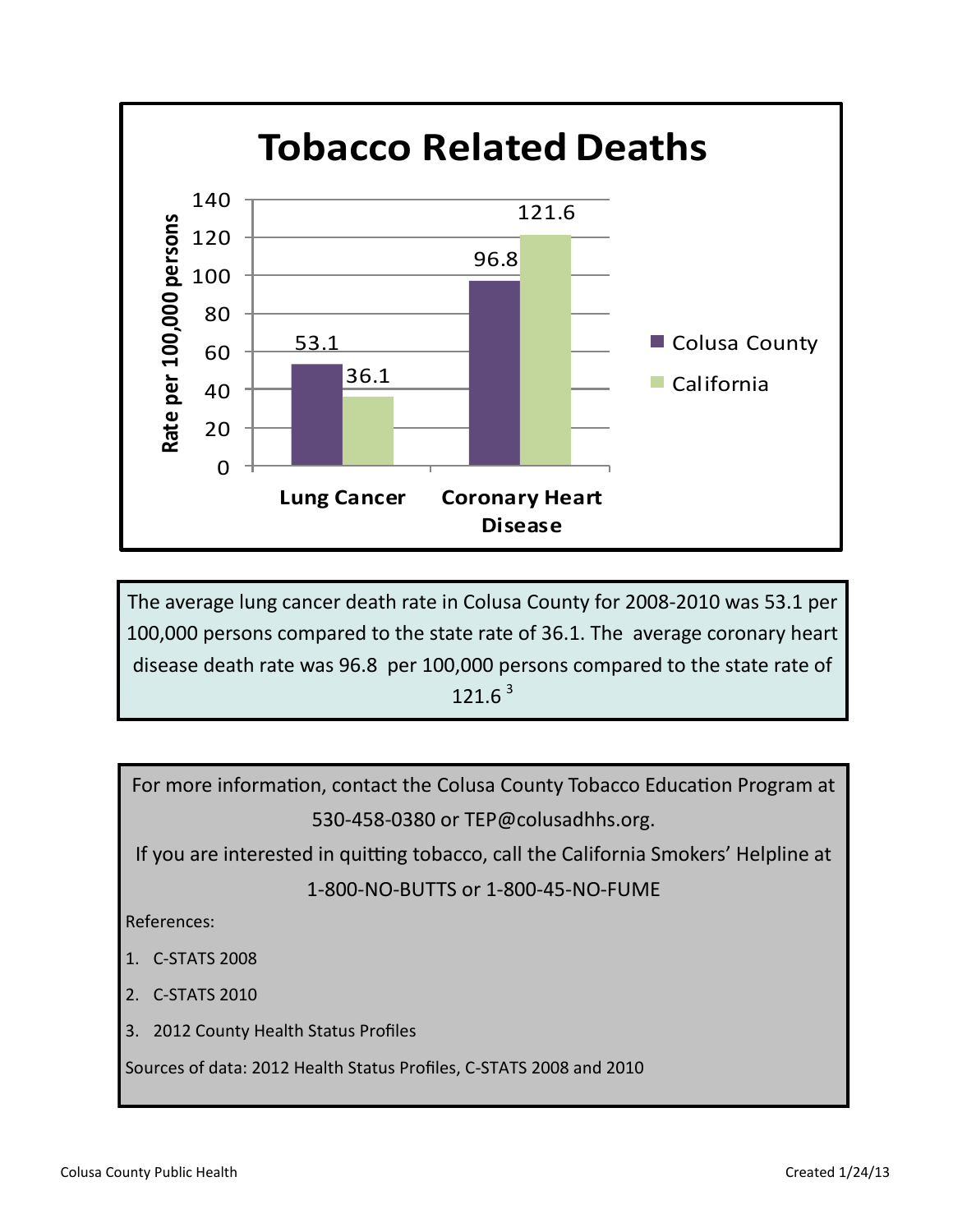## Tobacco Related Deaths

Rate per 100,000 persons

140
120
100
80
60
40
20
0

53.1
36.1
96.8
121.6

Lung Cancer
Coronary Heart Disease

Colusa County
California

The average lung cancer death rate in Colusa County for 2008-2010 was 53.1 per 100,000 persons compared to the state rate of 36.1. The average coronary heart disease death rate was 96.8 per 100,000 persons compared to the state rate of 121.6 [3]

For more information, contact the Colusa County Tobacco Education Program at 530-458-0380 or TEP@colusadhhs.org.

If you are interested in quitting tobacco, call the California Smokers' Helpline at 1-800-NO-BUTTS or 1-800-45-NO-FUME

References:

1. C-STATS 2008
2. C-STATS 2010
3. 2012 County Health Status Profiles

Sources of data: 2012 Health Status Profiles, C-STATS 2008 and 2010

Colusa County Public Health

Created 1/24/13